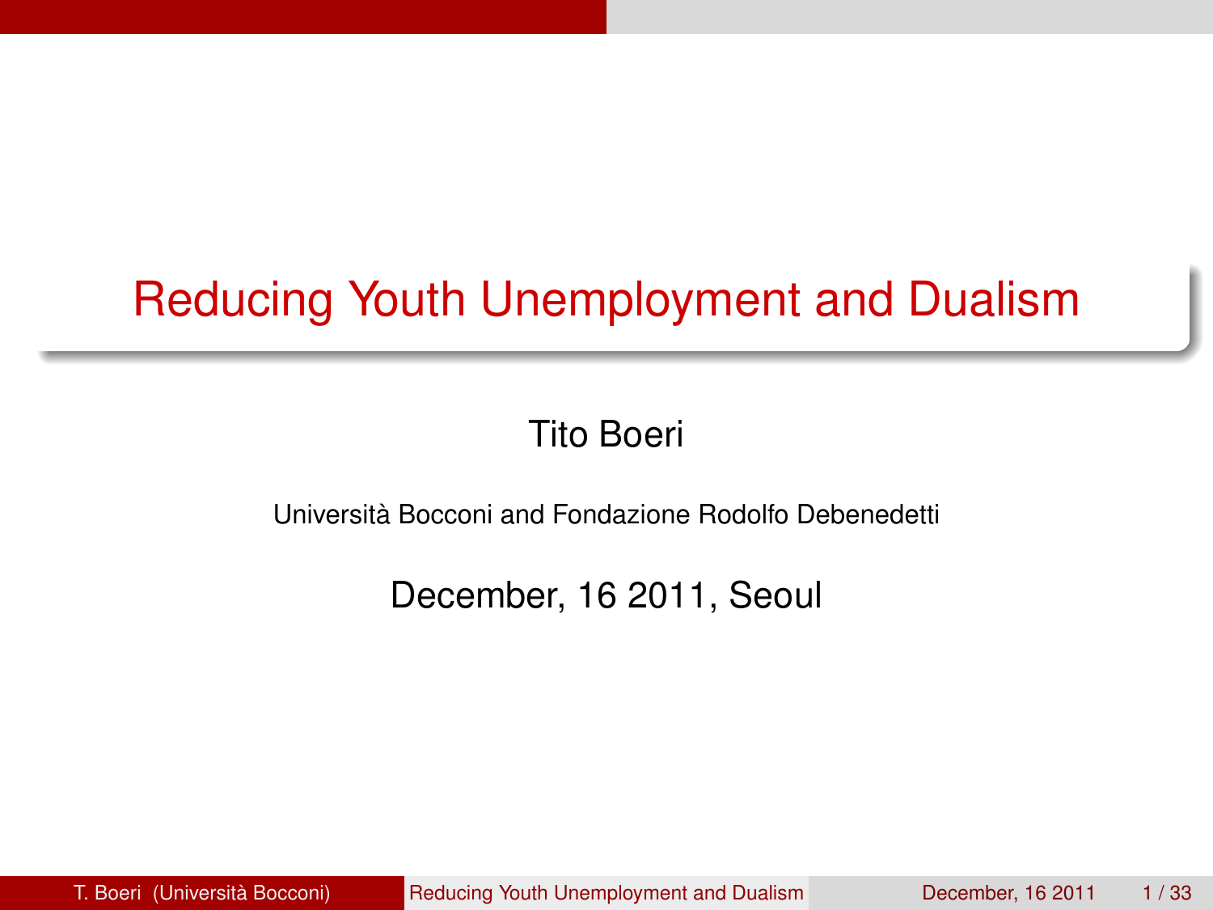# Reducing Youth Unemployment and Dualism

Tito Boeri

Università Bocconi and Fondazione Rodolfo Debenedetti

December, 16 2011, Seoul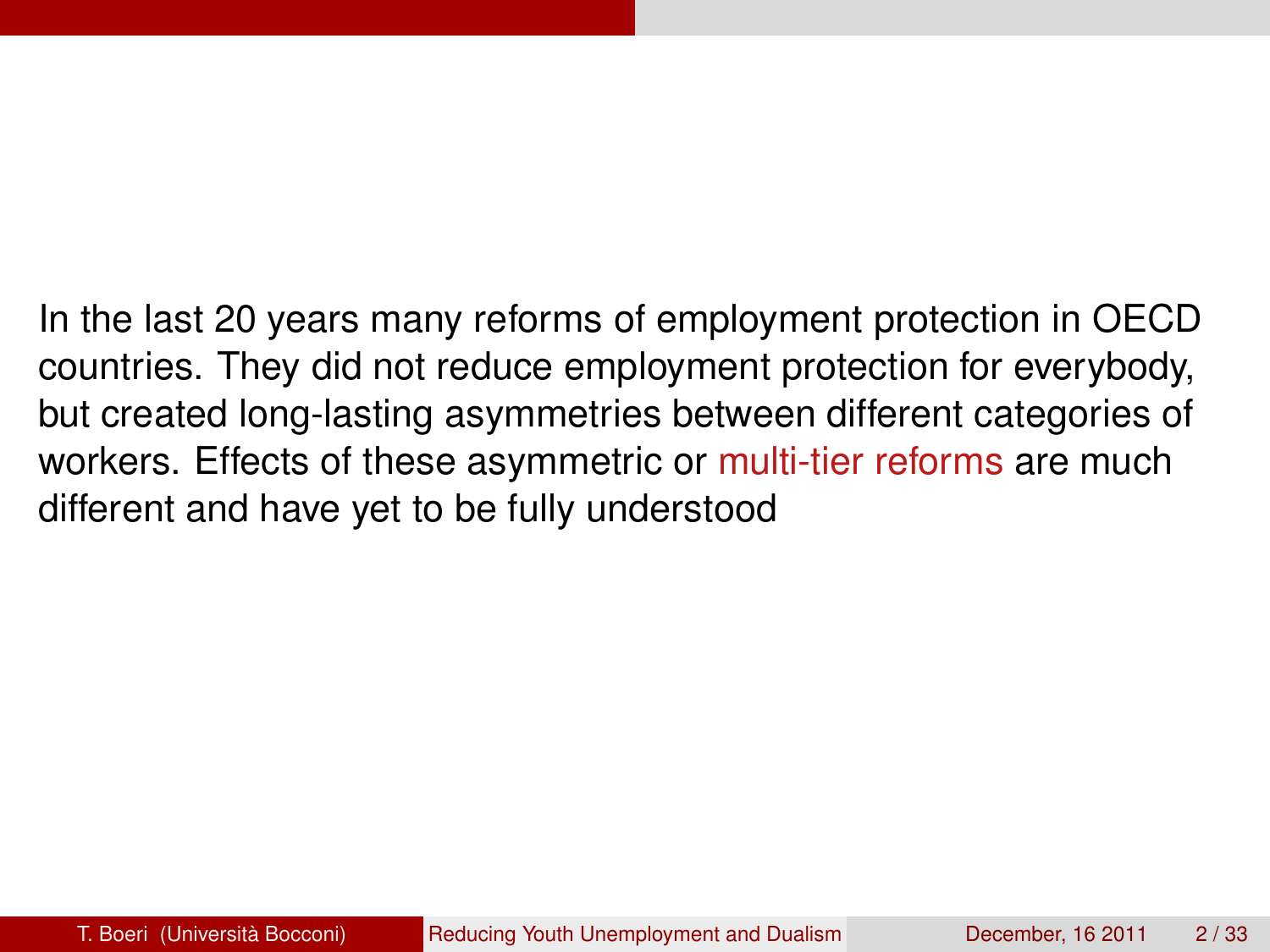In the last 20 years many reforms of employment protection in OECD countries. They did not reduce employment protection for everybody, but created long-lasting asymmetries between different categories of workers. Effects of these asymmetric or multi-tier reforms are much different and have yet to be fully understood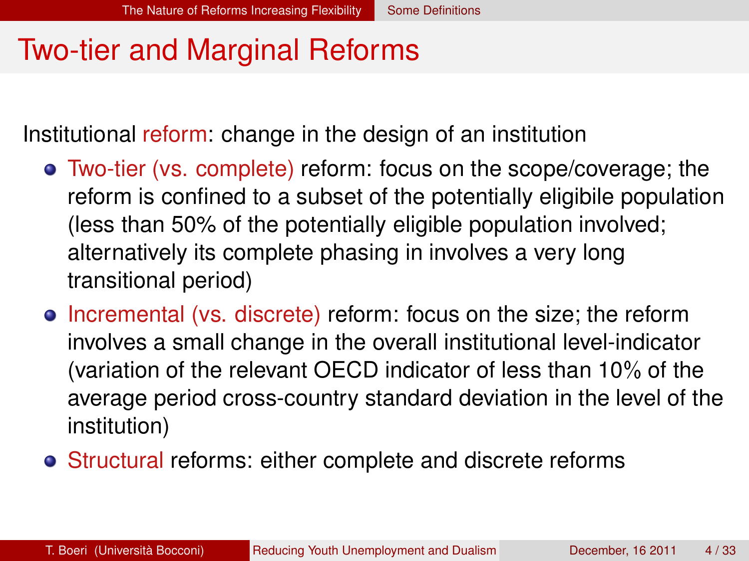# Two-tier and Marginal Reforms

Institutional reform: change in the design of an institution

- Two-tier (vs. complete) reform: focus on the scope/coverage; the reform is confined to a subset of the potentially eligibile population (less than 50% of the potentially eligible population involved; alternatively its complete phasing in involves a very long transitional period)
- Incremental (vs. discrete) reform: focus on the size; the reform involves a small change in the overall institutional level-indicator (variation of the relevant OECD indicator of less than 10% of the average period cross-country standard deviation in the level of the institution)
- Structural reforms: either complete and discrete reforms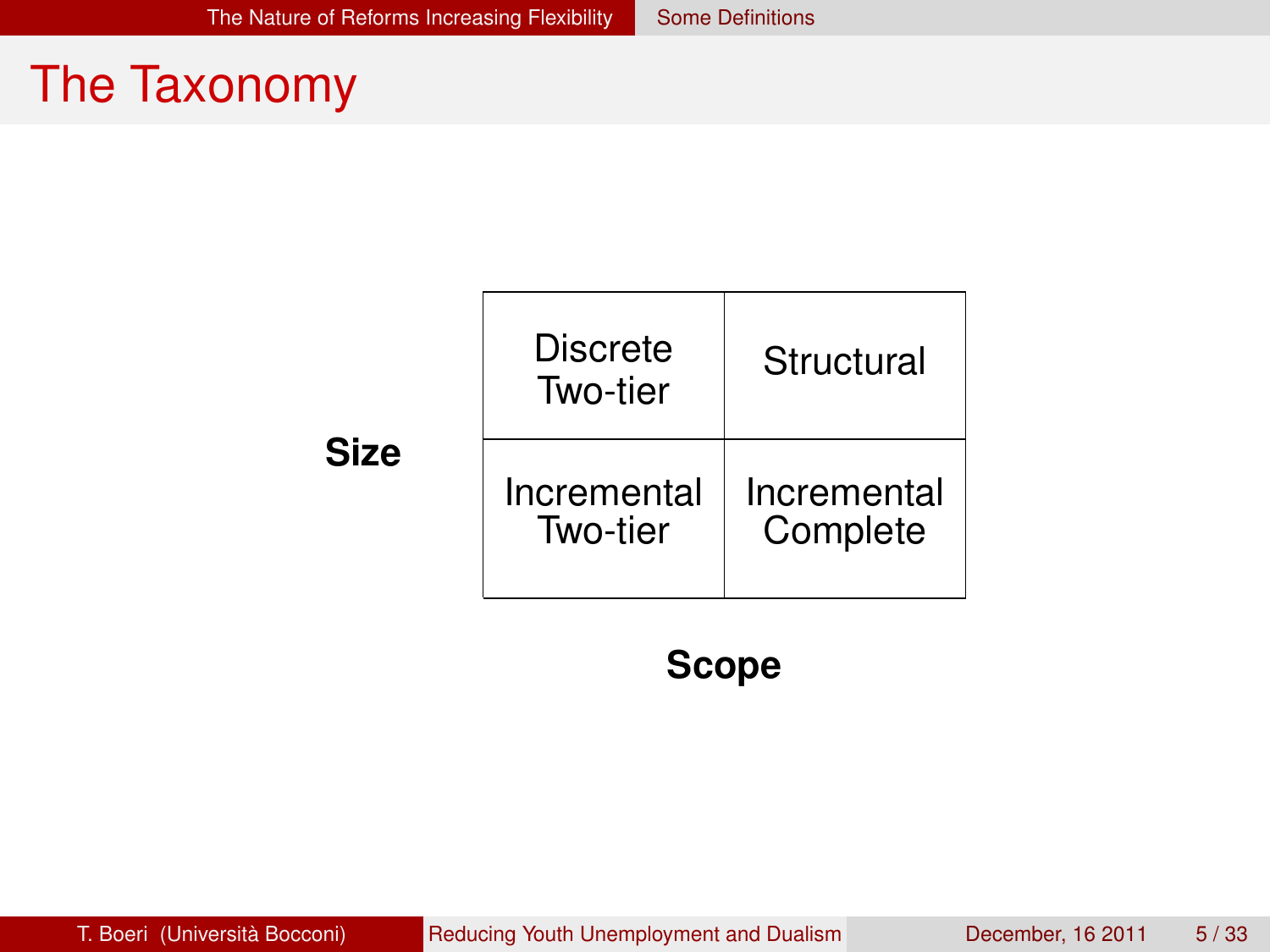# The Taxonomy

| Size | | |
|---|---|---|
| | Discrete Two-tier | Structural |
| | Incremental Two-tier | Incremental Complete |

**Scope**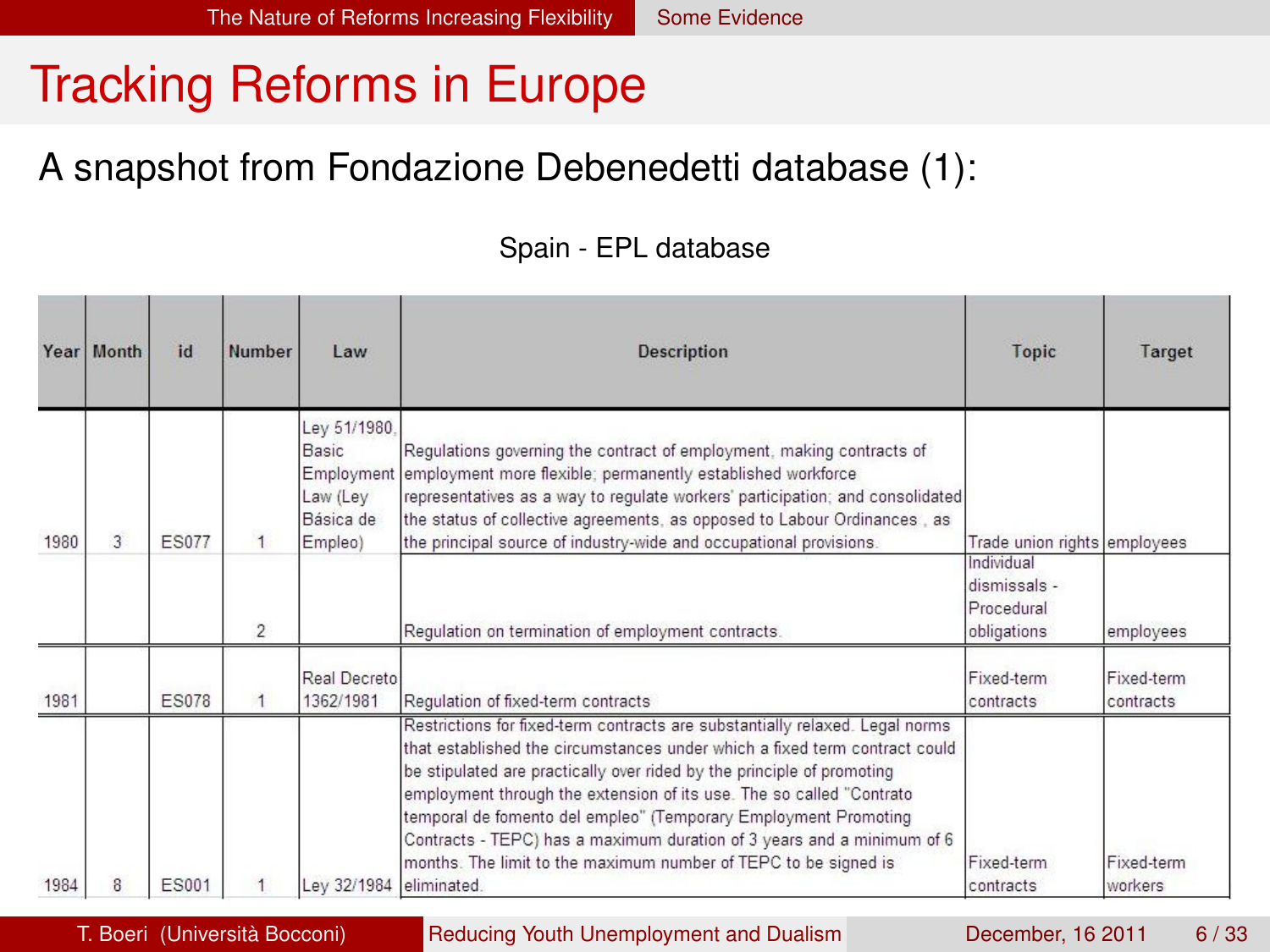# Tracking Reforms in Europe

## A snapshot from Fondazione Debenedetti database (1):

Spain - EPL database

| Year | Month | id | Number | Law | Description | Topic | Target |
|---|---|---|---|---|---|---|---|
| 1980 | 3 | ES077 | 1 | Ley 51/1980, Basic Employment Law (Ley Básica de Empleo) | Regulations governing the contract of employment, making contracts of employment more flexible; permanently established workforce representatives as a way to regulate workers' participation; and consolidated the status of collective agreements, as opposed to Labour Ordinances , as the principal source of industry-wide and occupational provisions. | Trade union rights | employees |
| | | | 2 | | Regulation on termination of employment contracts. | Individual dismissals - Procedural obligations | employees |
| 1981 | | ES078 | 1 | Real Decreto 1362/1981 | Regulation of fixed-term contracts | Fixed-term contracts | Fixed-term contracts |
| 1984 | 8 | ES001 | 1 | Ley 32/1984 | Restrictions for fixed-term contracts are substantially relaxed. Legal norms that established the circumstances under which a fixed term contract could be stipulated are practically over rided by the principle of promoting employment through the extension of its use. The so called "Contrato temporal de fomento del empleo" (Temporary Employment Promoting Contracts - TEPC) has a maximum duration of 3 years and a minimum of 6 months. The limit to the maximum number of TEPC to be signed is eliminated. | Fixed-term contracts | Fixed-term workers |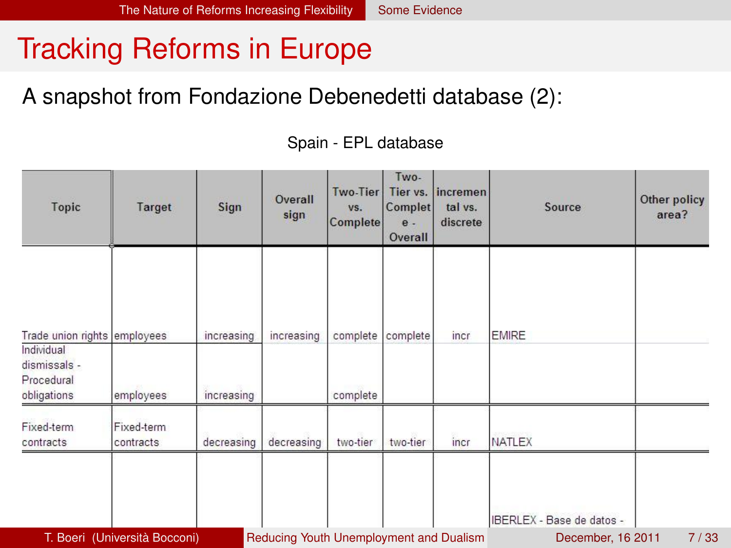# Tracking Reforms in Europe

A snapshot from Fondazione Debenedetti database (2):

Spain - EPL database

| Topic | Target | Sign | Overall sign | Two-Tier vs. Complete | Two-Tier vs. Complete - Overall | incremental vs. discrete | Source | Other policy area? |
|---|---|---|---|---|---|---|---|---|
| Trade union rights | employees | increasing | increasing | complete | complete | incr | EMIRE | |
| Individual dismissals - Procedural obligations | employees | increasing | | complete | | | | |
| Fixed-term contracts | Fixed-term contracts | decreasing | decreasing | two-tier | two-tier | incr | NATLEX | |
| | | | | | | | IBERLEX - Base de datos - | |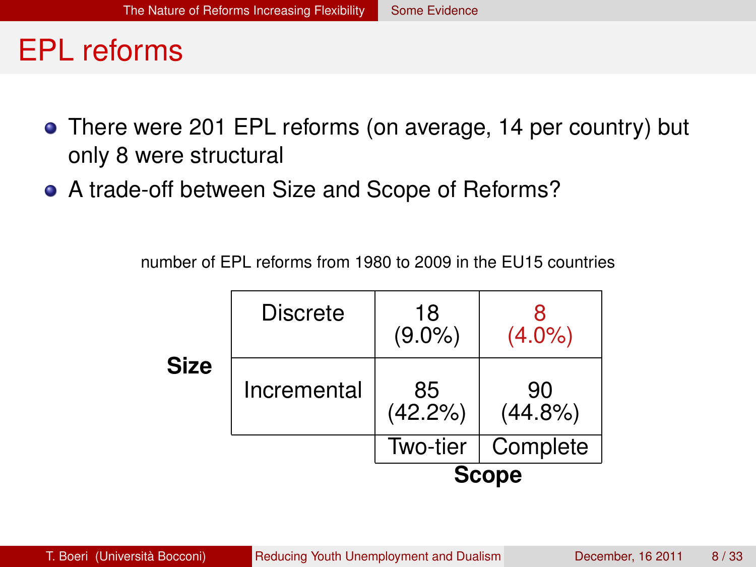# EPL reforms

- There were 201 EPL reforms (on average, 14 per country) but only 8 were structural
- A trade-off between Size and Scope of Reforms?

number of EPL reforms from 1980 to 2009 in the EU15 countries

| Size | | Scope: Two-tier | Scope: Complete |
|---|---|---|---|
| | Discrete | 18 (9.0%) | 8 (4.0%) |
| | Incremental | 85 (42.2%) | 90 (44.8%) |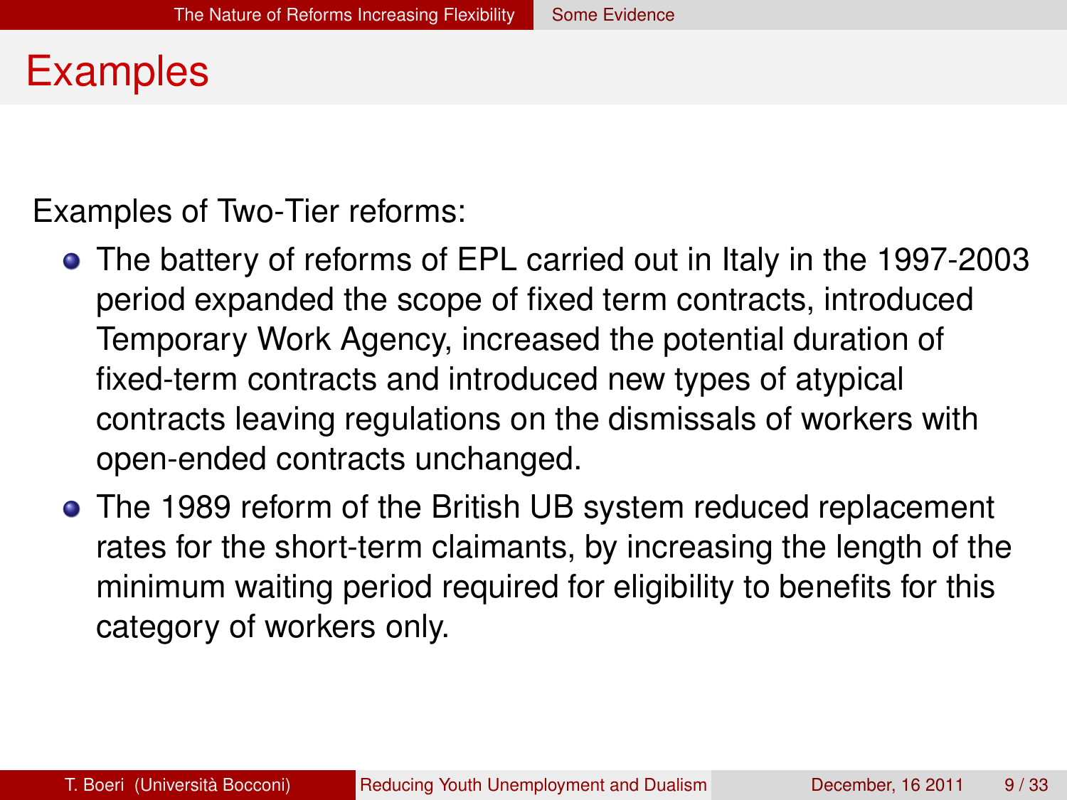# Examples

Examples of Two-Tier reforms:

- The battery of reforms of EPL carried out in Italy in the 1997-2003 period expanded the scope of fixed term contracts, introduced Temporary Work Agency, increased the potential duration of fixed-term contracts and introduced new types of atypical contracts leaving regulations on the dismissals of workers with open-ended contracts unchanged.
- The 1989 reform of the British UB system reduced replacement rates for the short-term claimants, by increasing the length of the minimum waiting period required for eligibility to benefits for this category of workers only.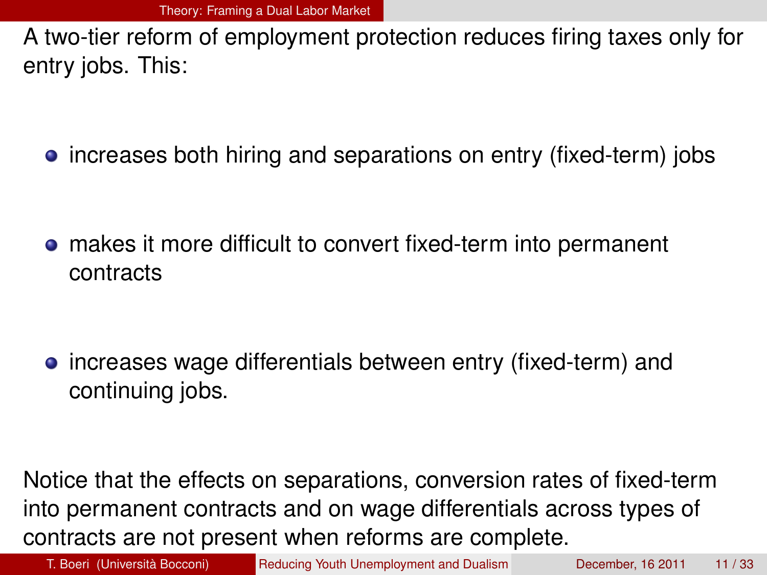A two-tier reform of employment protection reduces firing taxes only for entry jobs. This:

- increases both hiring and separations on entry (fixed-term) jobs
- makes it more difficult to convert fixed-term into permanent contracts
- increases wage differentials between entry (fixed-term) and continuing jobs.

Notice that the effects on separations, conversion rates of fixed-term into permanent contracts and on wage differentials across types of contracts are not present when reforms are complete.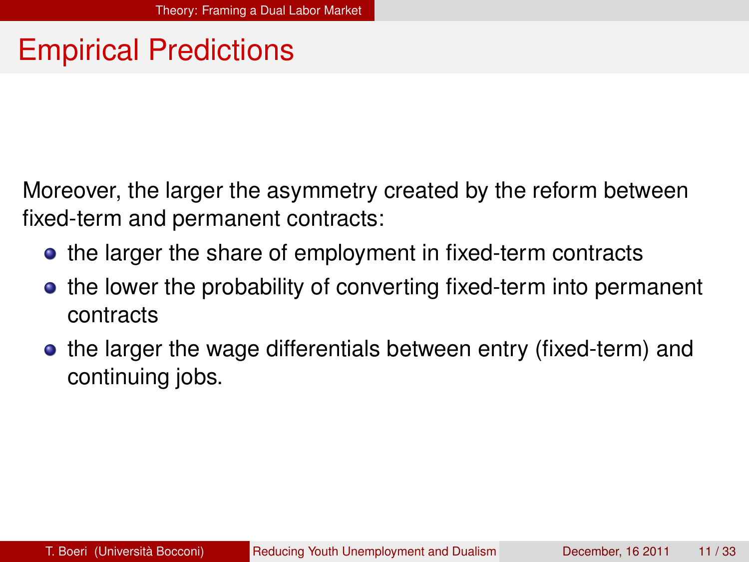# Empirical Predictions

Moreover, the larger the asymmetry created by the reform between fixed-term and permanent contracts:

- the larger the share of employment in fixed-term contracts
- the lower the probability of converting fixed-term into permanent contracts
- the larger the wage differentials between entry (fixed-term) and continuing jobs.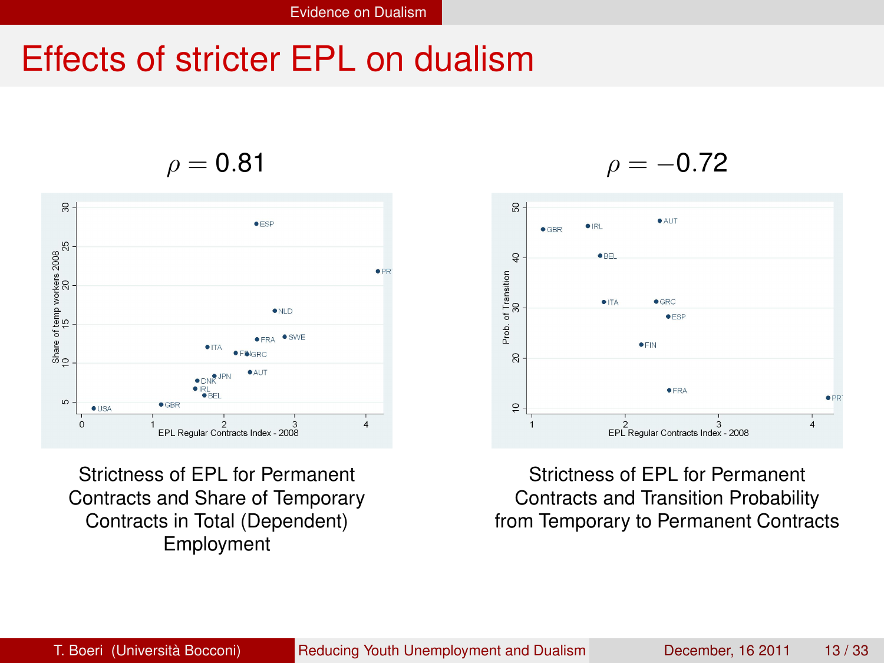# Effects of stricter EPL on dualism

$\rho = 0.81$

Strictness of EPL for Permanent Contracts and Share of Temporary Contracts in Total (Dependent) Employment

$\rho = -0.72$

Strictness of EPL for Permanent Contracts and Transition Probability from Temporary to Permanent Contracts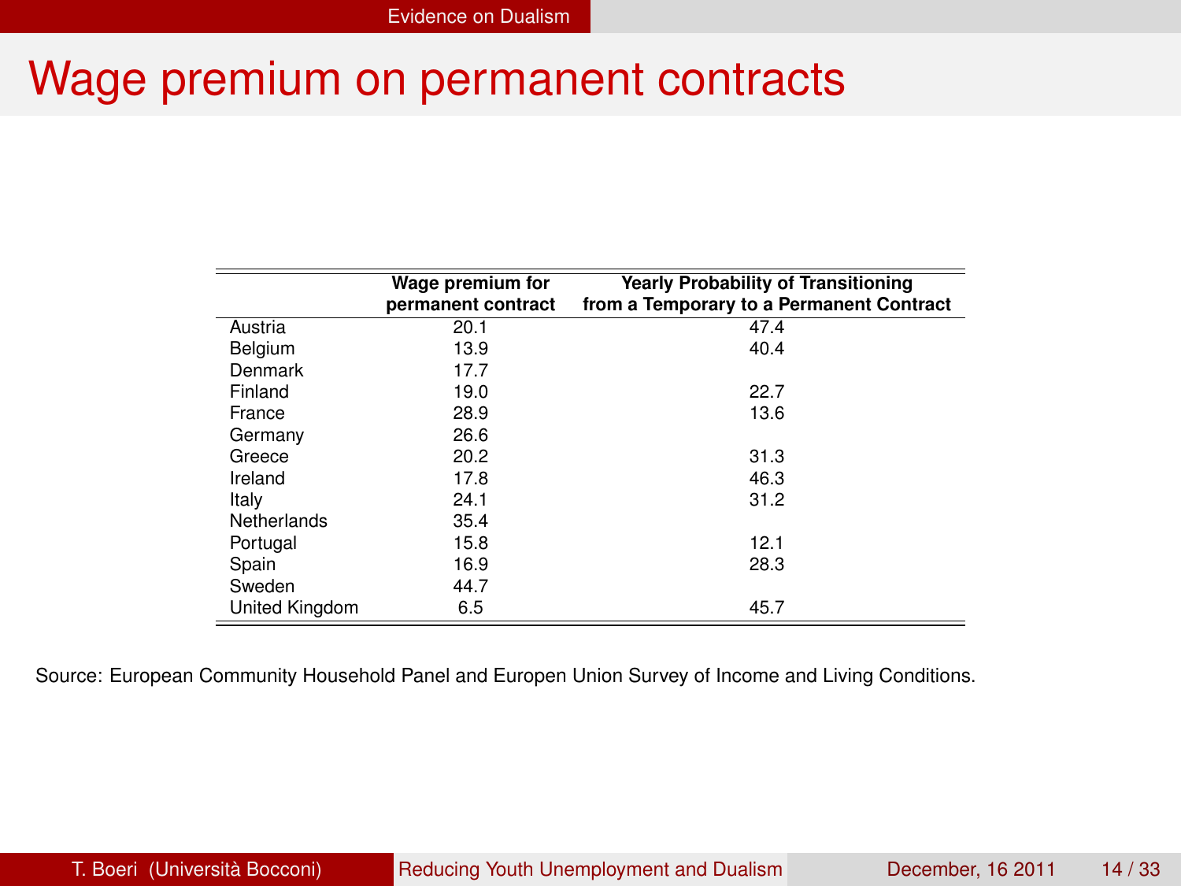# Wage premium on permanent contracts

| | Wage premium for permanent contract | Yearly Probability of Transitioning from a Temporary to a Permanent Contract |
|---|---|---|
| Austria | 20.1 | 47.4 |
| Belgium | 13.9 | 40.4 |
| Denmark | 17.7 | |
| Finland | 19.0 | 22.7 |
| France | 28.9 | 13.6 |
| Germany | 26.6 | |
| Greece | 20.2 | 31.3 |
| Ireland | 17.8 | 46.3 |
| Italy | 24.1 | 31.2 |
| Netherlands | 35.4 | |
| Portugal | 15.8 | 12.1 |
| Spain | 16.9 | 28.3 |
| Sweden | 44.7 | |
| United Kingdom | 6.5 | 45.7 |

Source: European Community Household Panel and Europen Union Survey of Income and Living Conditions.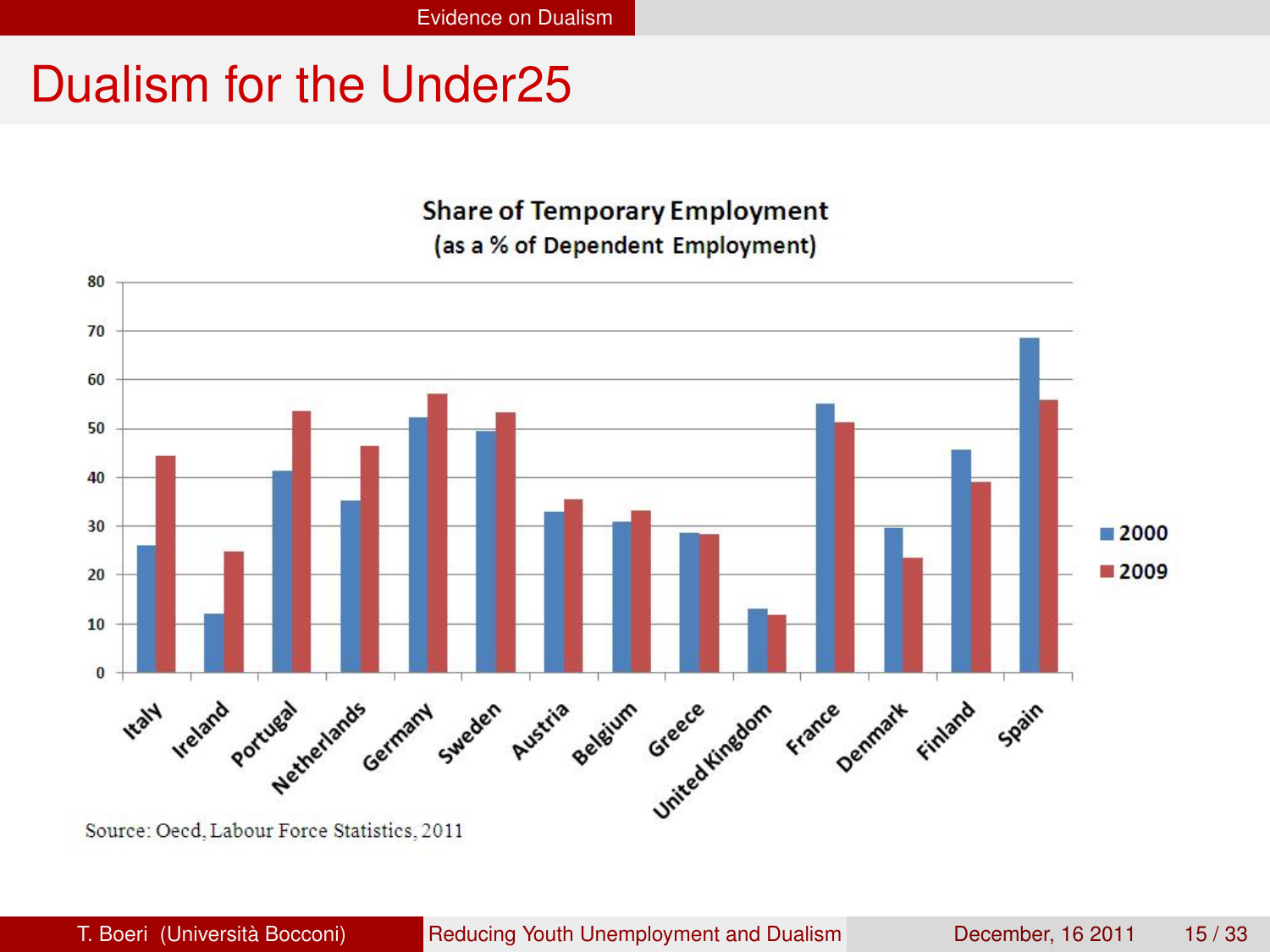# Dualism for the Under25

**Share of Temporary Employment**
(as a % of Dependent Employment)

Source: Oecd, Labour Force Statistics, 2011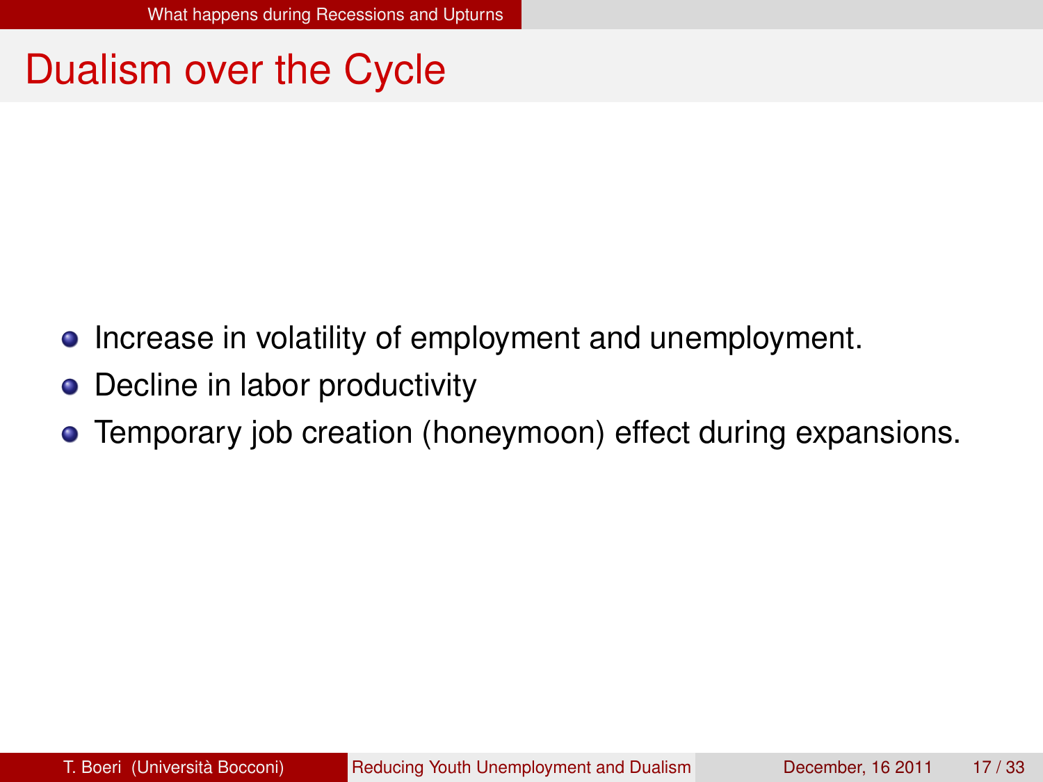# Dualism over the Cycle

- Increase in volatility of employment and unemployment.
- Decline in labor productivity
- Temporary job creation (honeymoon) effect during expansions.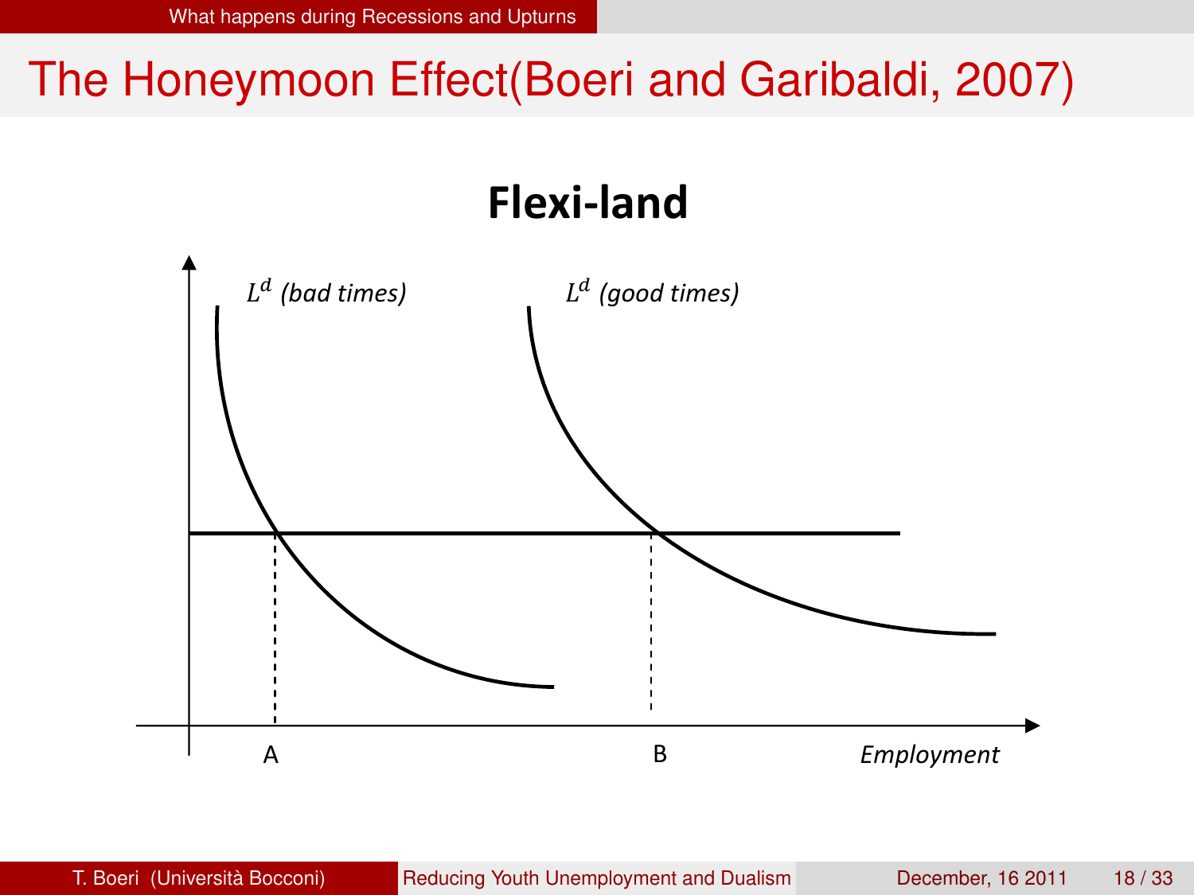# The Honeymoon Effect(Boeri and Garibaldi, 2007)

**Flexi-land**

$L^d$ *(bad times)*

$L^d$ *(good times)*

A

B

*Employment*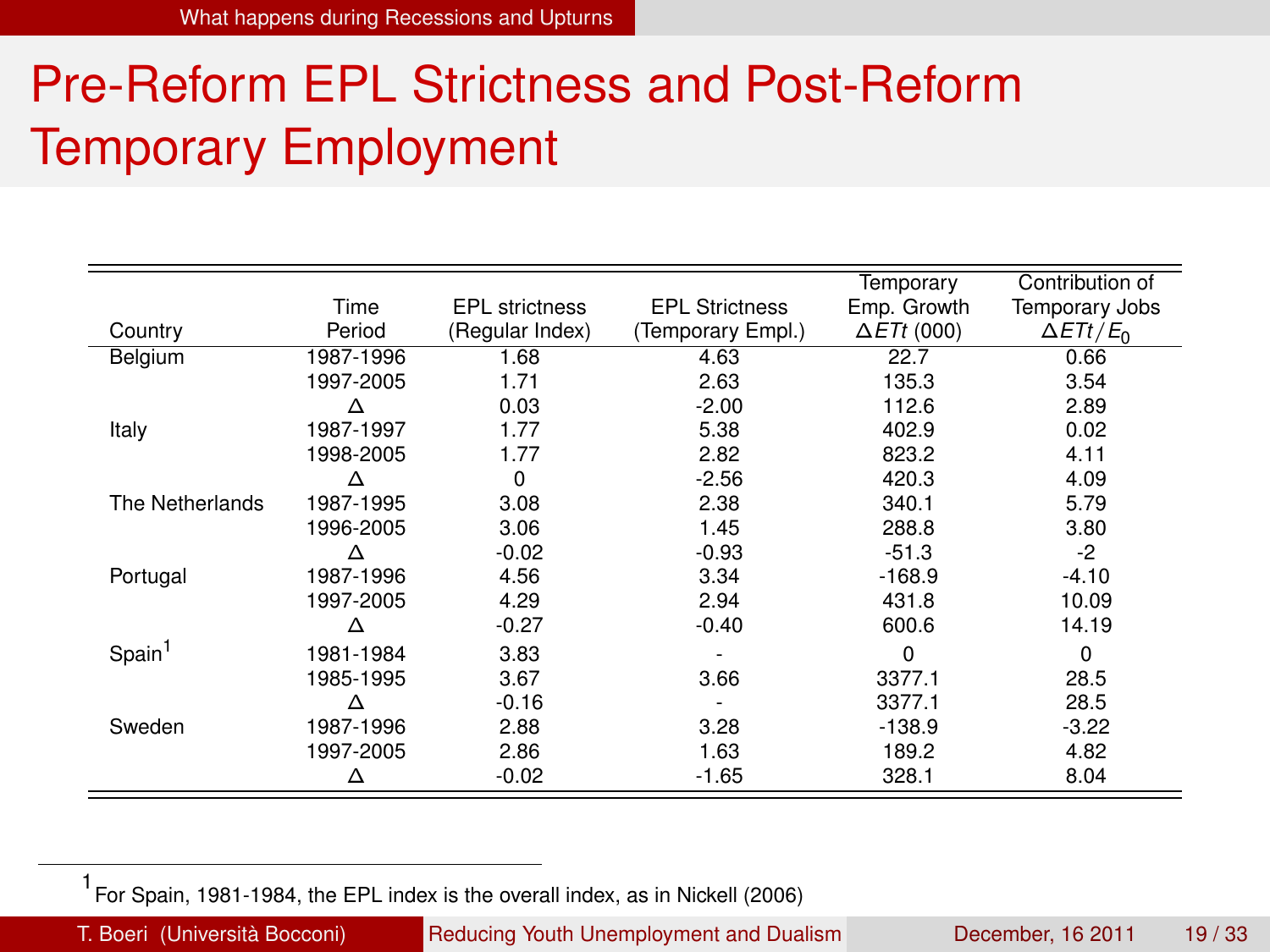# Pre-Reform EPL Strictness and Post-Reform Temporary Employment

| Country | Time Period | EPL strictness (Regular Index) | EPL Strictness (Temporary Empl.) | Temporary Emp. Growth $\Delta ETt$ (000) | Contribution of Temporary Jobs $\Delta ETt/E_0$ |
|---|---|---|---|---|---|
| Belgium | 1987-1996 | 1.68 | 4.63 | 22.7 | 0.66 |
| | 1997-2005 | 1.71 | 2.63 | 135.3 | 3.54 |
| | Δ | 0.03 | -2.00 | 112.6 | 2.89 |
| Italy | 1987-1997 | 1.77 | 5.38 | 402.9 | 0.02 |
| | 1998-2005 | 1.77 | 2.82 | 823.2 | 4.11 |
| | Δ | 0 | -2.56 | 420.3 | 4.09 |
| The Netherlands | 1987-1995 | 3.08 | 2.38 | 340.1 | 5.79 |
| | 1996-2005 | 3.06 | 1.45 | 288.8 | 3.80 |
| | Δ | -0.02 | -0.93 | -51.3 | -2 |
| Portugal | 1987-1996 | 4.56 | 3.34 | -168.9 | -4.10 |
| | 1997-2005 | 4.29 | 2.94 | 431.8 | 10.09 |
| | Δ | -0.27 | -0.40 | 600.6 | 14.19 |
| Spain[1] | 1981-1984 | 3.83 | - | 0 | 0 |
| | 1985-1995 | 3.67 | 3.66 | 3377.1 | 28.5 |
| | Δ | -0.16 | - | 3377.1 | 28.5 |
| Sweden | 1987-1996 | 2.88 | 3.28 | -138.9 | -3.22 |
| | 1997-2005 | 2.86 | 1.63 | 189.2 | 4.82 |
| | Δ | -0.02 | -1.65 | 328.1 | 8.04 |

[1] For Spain, 1981-1984, the EPL index is the overall index, as in Nickell (2006)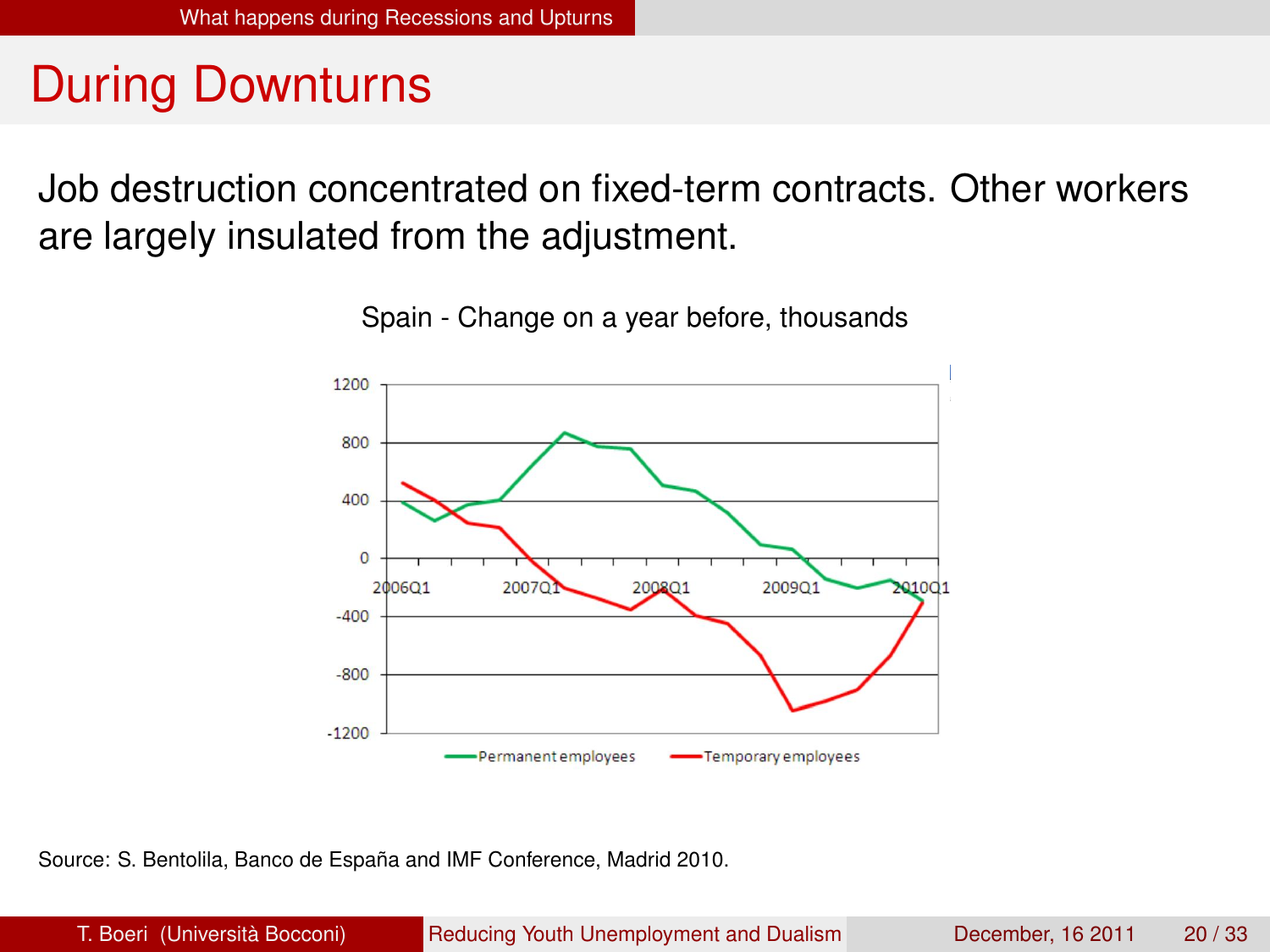# During Downturns

Job destruction concentrated on fixed-term contracts. Other workers are largely insulated from the adjustment.

Spain - Change on a year before, thousands

Source: S. Bentolila, Banco de España and IMF Conference, Madrid 2010.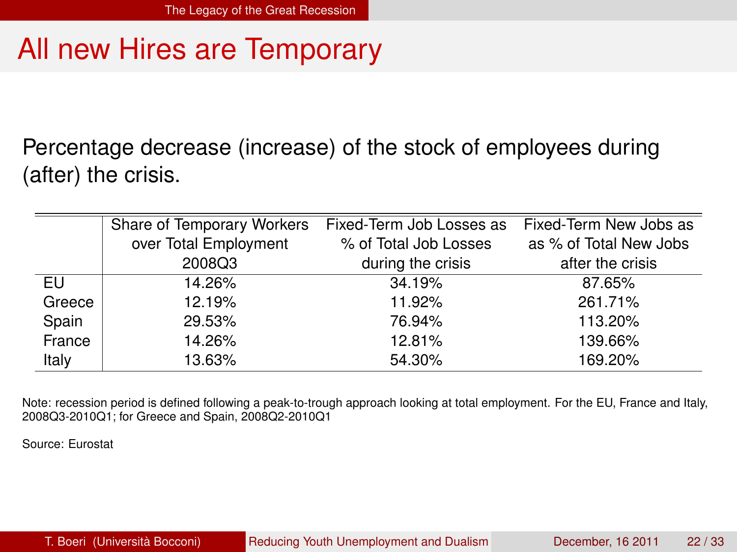# All new Hires are Temporary

Percentage decrease (increase) of the stock of employees during (after) the crisis.

| | Share of Temporary Workers over Total Employment 2008Q3 | Fixed-Term Job Losses as % of Total Job Losses during the crisis | Fixed-Term New Jobs as as % of Total New Jobs after the crisis |
|---|---|---|---|
| EU | 14.26% | 34.19% | 87.65% |
| Greece | 12.19% | 11.92% | 261.71% |
| Spain | 29.53% | 76.94% | 113.20% |
| France | 14.26% | 12.81% | 139.66% |
| Italy | 13.63% | 54.30% | 169.20% |

Note: recession period is defined following a peak-to-trough approach looking at total employment. For the EU, France and Italy, 2008Q3-2010Q1; for Greece and Spain, 2008Q2-2010Q1

Source: Eurostat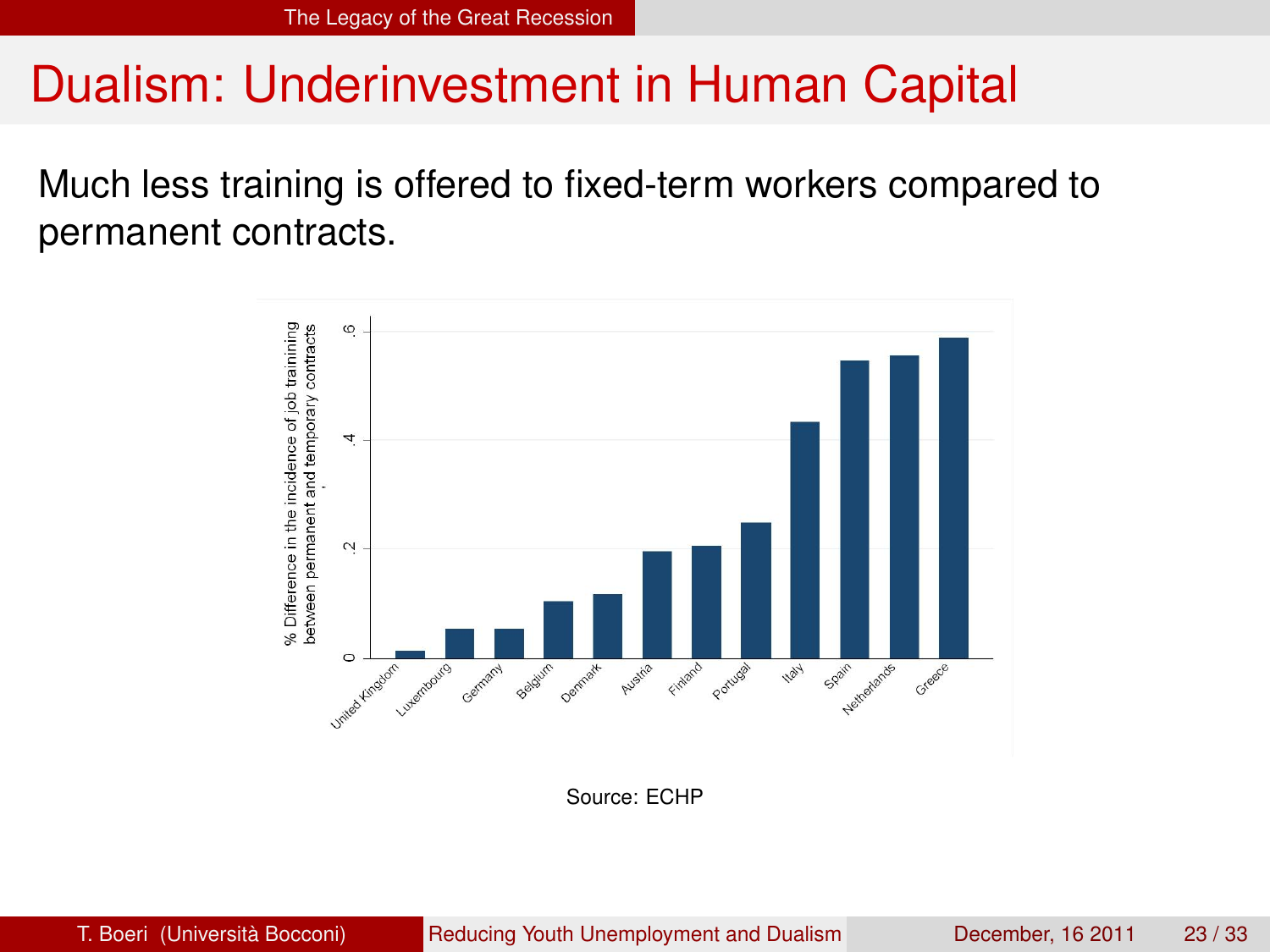# Dualism: Underinvestment in Human Capital

Much less training is offered to fixed-term workers compared to permanent contracts.

Source: ECHP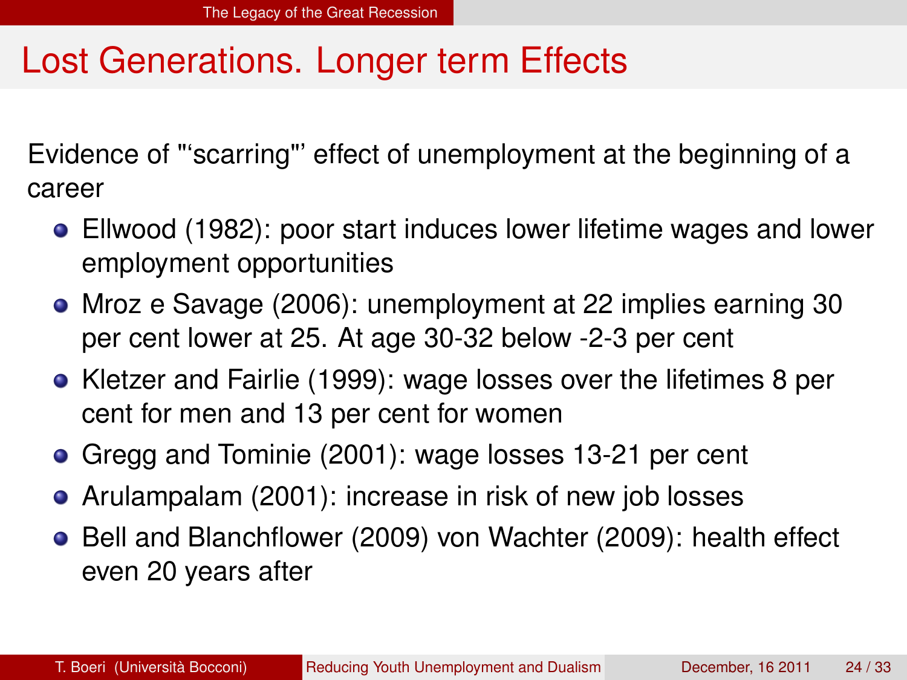# Lost Generations. Longer term Effects

Evidence of "'scarring"' effect of unemployment at the beginning of a career

- Ellwood (1982): poor start induces lower lifetime wages and lower employment opportunities
- Mroz e Savage (2006): unemployment at 22 implies earning 30 per cent lower at 25. At age 30-32 below -2-3 per cent
- Kletzer and Fairlie (1999): wage losses over the lifetimes 8 per cent for men and 13 per cent for women
- Gregg and Tominie (2001): wage losses 13-21 per cent
- Arulampalam (2001): increase in risk of new job losses
- Bell and Blanchflower (2009) von Wachter (2009): health effect even 20 years after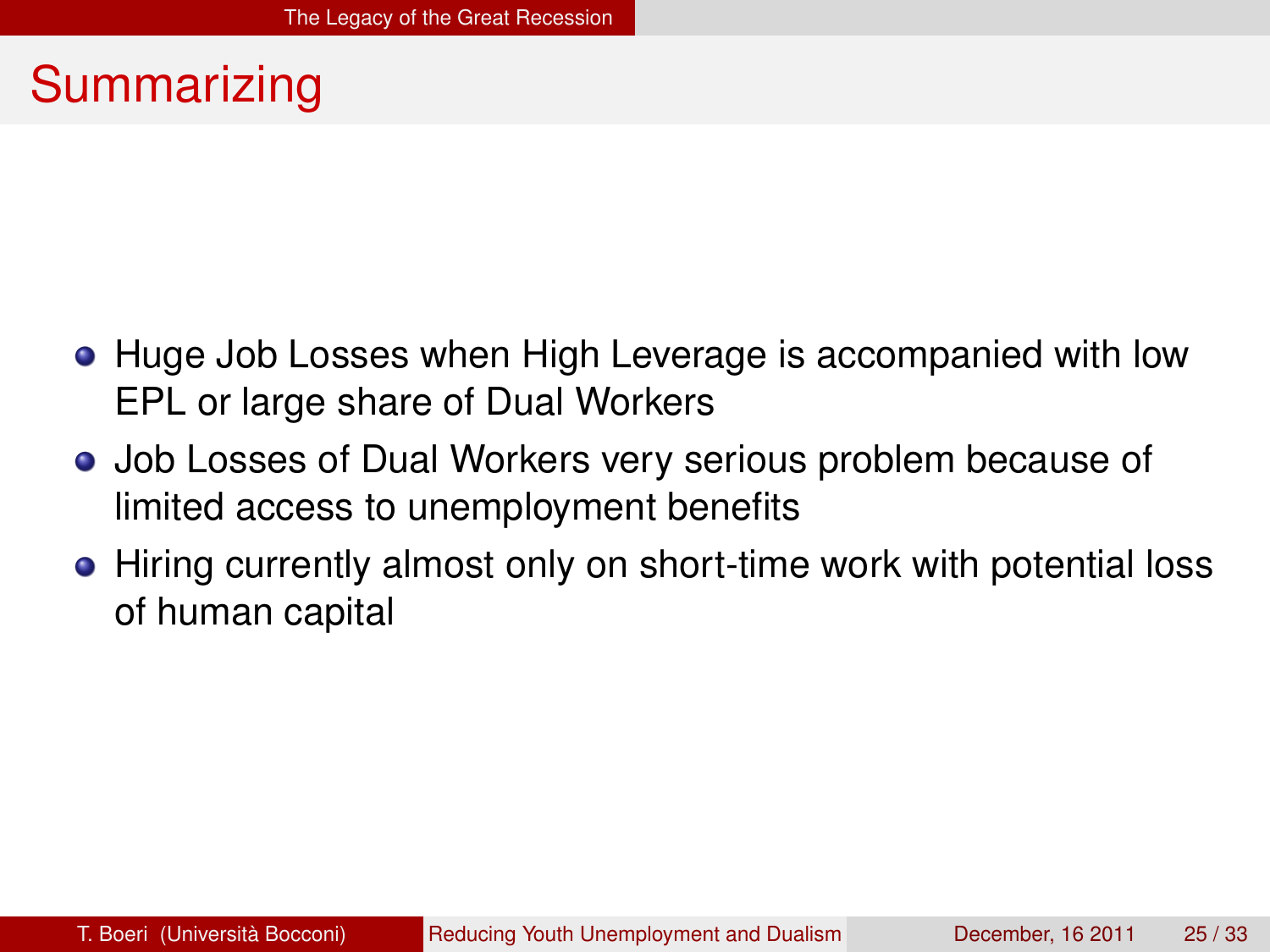# Summarizing

- Huge Job Losses when High Leverage is accompanied with low EPL or large share of Dual Workers
- Job Losses of Dual Workers very serious problem because of limited access to unemployment benefits
- Hiring currently almost only on short-time work with potential loss of human capital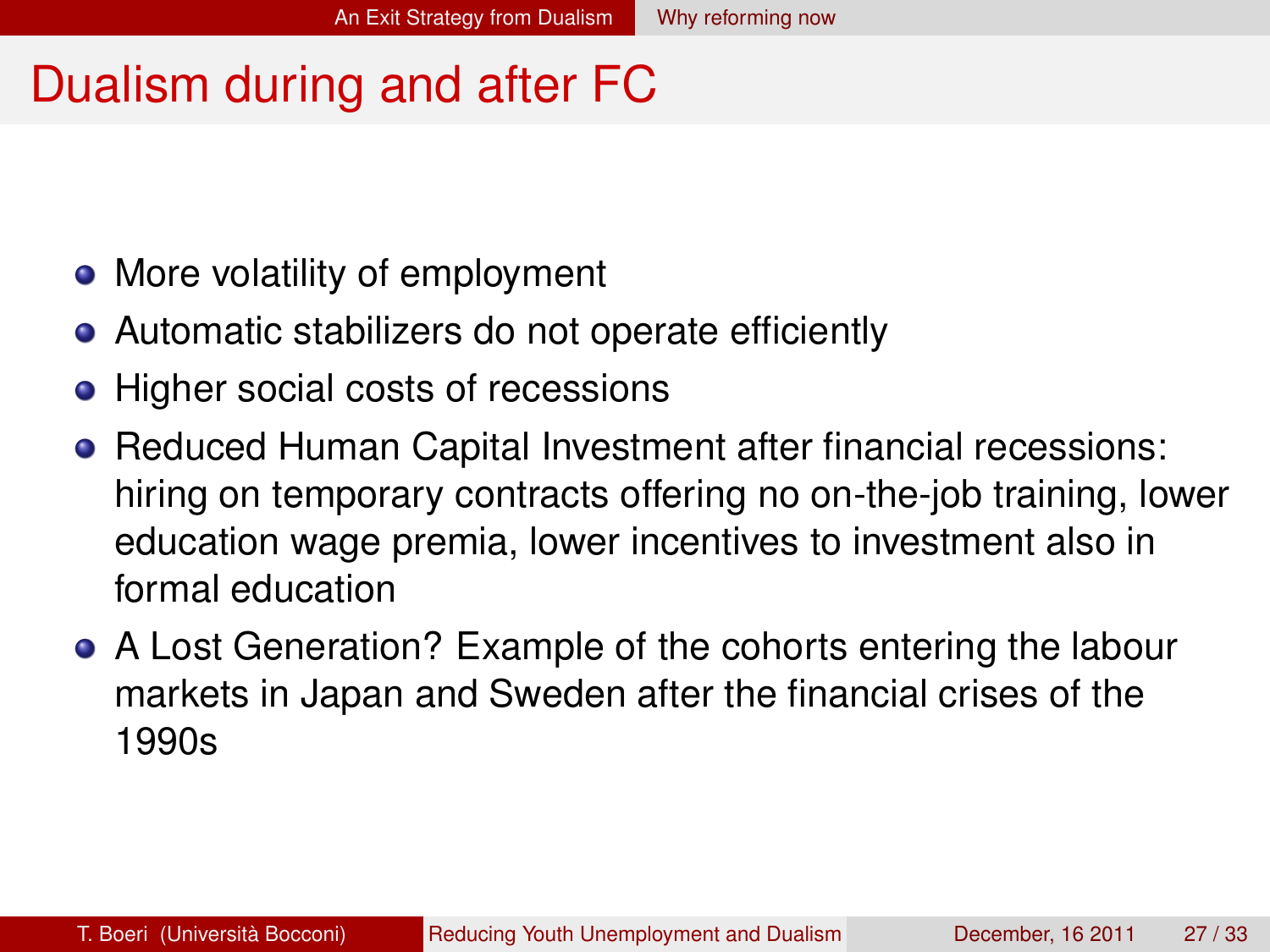# Dualism during and after FC

- More volatility of employment
- Automatic stabilizers do not operate efficiently
- Higher social costs of recessions
- Reduced Human Capital Investment after financial recessions: hiring on temporary contracts offering no on-the-job training, lower education wage premia, lower incentives to investment also in formal education
- A Lost Generation? Example of the cohorts entering the labour markets in Japan and Sweden after the financial crises of the 1990s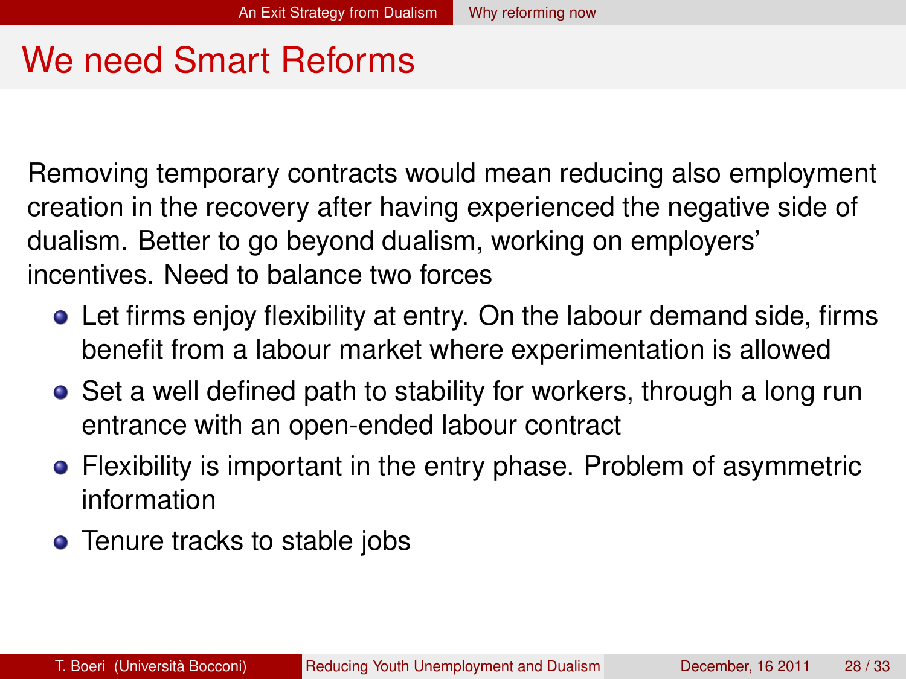# We need Smart Reforms

Removing temporary contracts would mean reducing also employment creation in the recovery after having experienced the negative side of dualism. Better to go beyond dualism, working on employers' incentives. Need to balance two forces

- Let firms enjoy flexibility at entry. On the labour demand side, firms benefit from a labour market where experimentation is allowed
- Set a well defined path to stability for workers, through a long run entrance with an open-ended labour contract
- Flexibility is important in the entry phase. Problem of asymmetric information
- Tenure tracks to stable jobs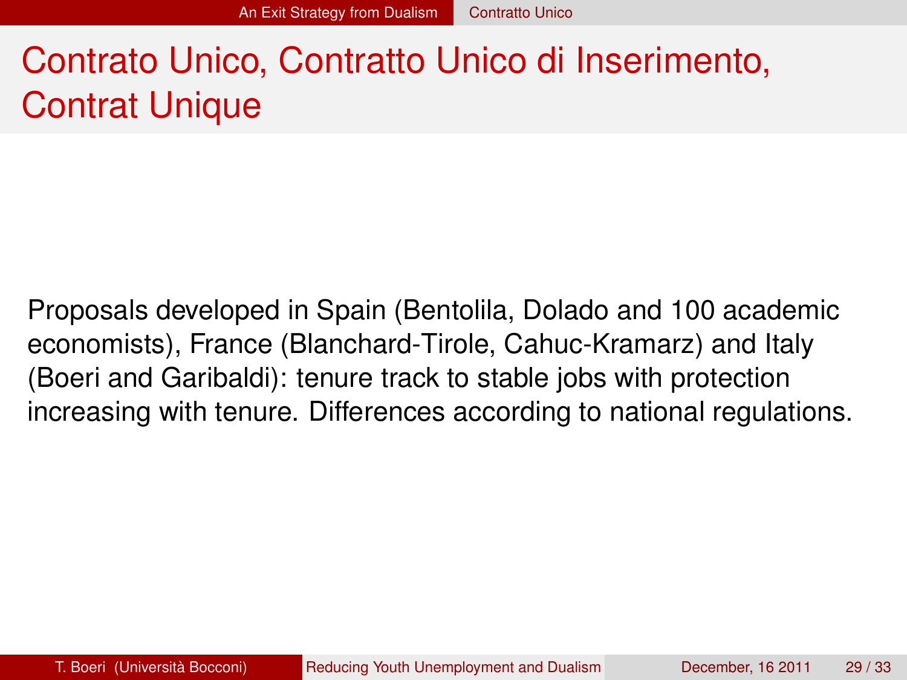# Contrato Unico, Contratto Unico di Inserimento, Contrat Unique

Proposals developed in Spain (Bentolila, Dolado and 100 academic economists), France (Blanchard-Tirole, Cahuc-Kramarz) and Italy (Boeri and Garibaldi): tenure track to stable jobs with protection increasing with tenure. Differences according to national regulations.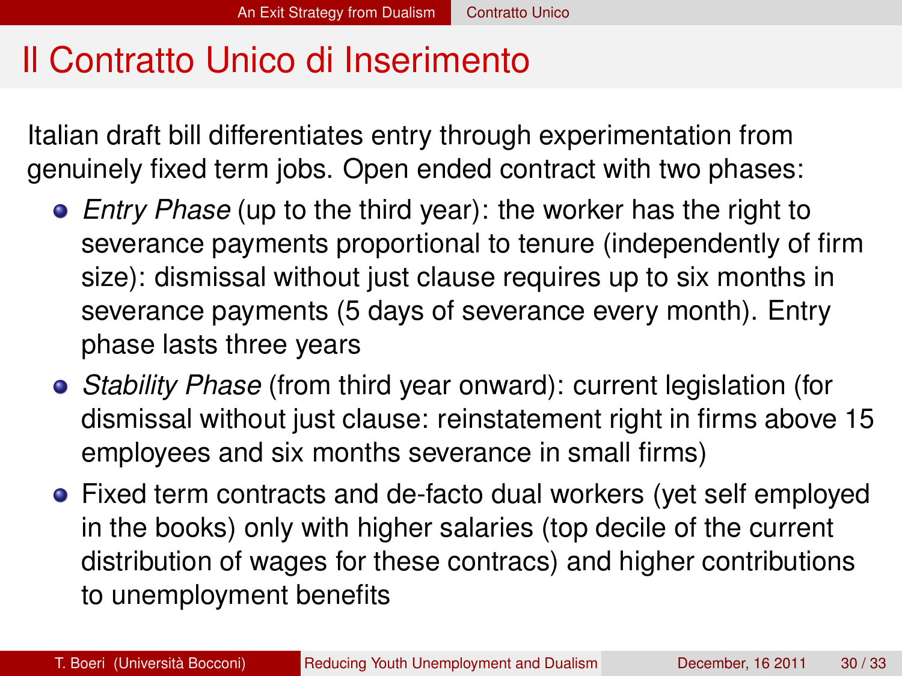# Il Contratto Unico di Inserimento

Italian draft bill differentiates entry through experimentation from genuinely fixed term jobs. Open ended contract with two phases:

- *Entry Phase* (up to the third year): the worker has the right to severance payments proportional to tenure (independently of firm size): dismissal without just clause requires up to six months in severance payments (5 days of severance every month). Entry phase lasts three years
- *Stability Phase* (from third year onward): current legislation (for dismissal without just clause: reinstatement right in firms above 15 employees and six months severance in small firms)
- Fixed term contracts and de-facto dual workers (yet self employed in the books) only with higher salaries (top decile of the current distribution of wages for these contracs) and higher contributions to unemployment benefits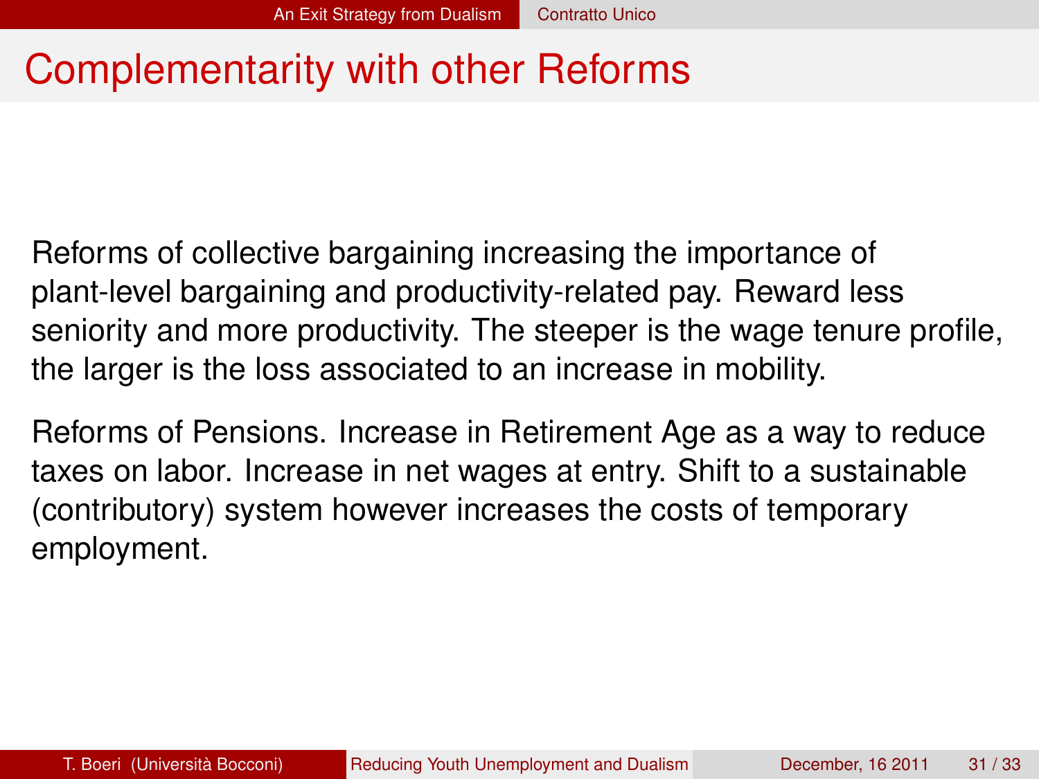# Complementarity with other Reforms

Reforms of collective bargaining increasing the importance of plant-level bargaining and productivity-related pay. Reward less seniority and more productivity. The steeper is the wage tenure profile, the larger is the loss associated to an increase in mobility.

Reforms of Pensions. Increase in Retirement Age as a way to reduce taxes on labor. Increase in net wages at entry. Shift to a sustainable (contributory) system however increases the costs of temporary employment.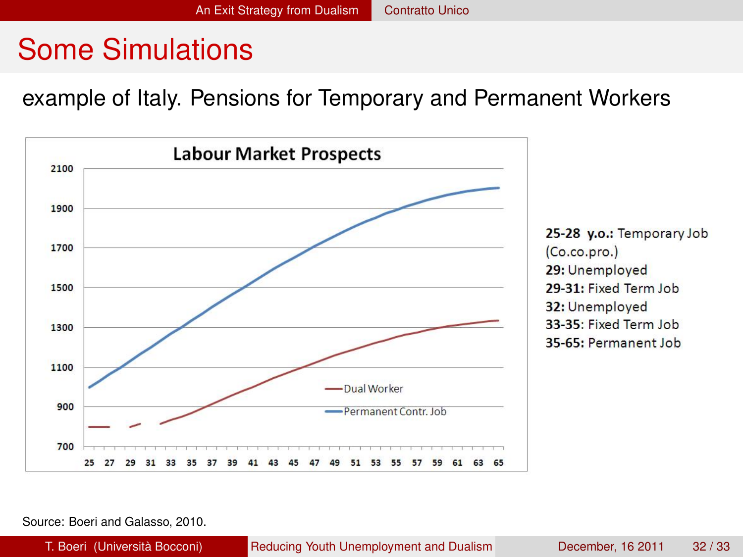# Some Simulations

example of Italy. Pensions for Temporary and Permanent Workers

**Labour Market Prospects**

**25-28 y.o.:** Temporary Job (Co.co.pro.)
**29:** Unemployed
**29-31:** Fixed Term Job
**32:** Unemployed
**33-35:** Fixed Term Job
**35-65:** Permanent Job

Source: Boeri and Galasso, 2010.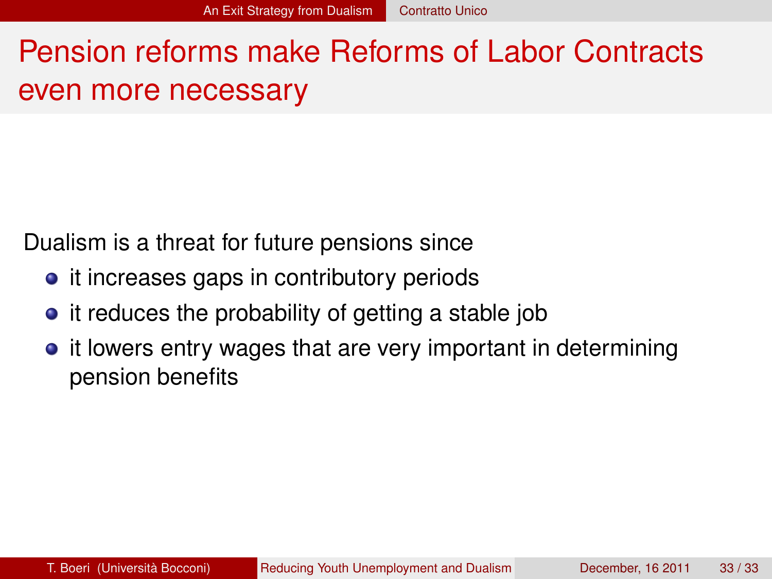# Pension reforms make Reforms of Labor Contracts even more necessary

Dualism is a threat for future pensions since

- it increases gaps in contributory periods
- it reduces the probability of getting a stable job
- it lowers entry wages that are very important in determining pension benefits